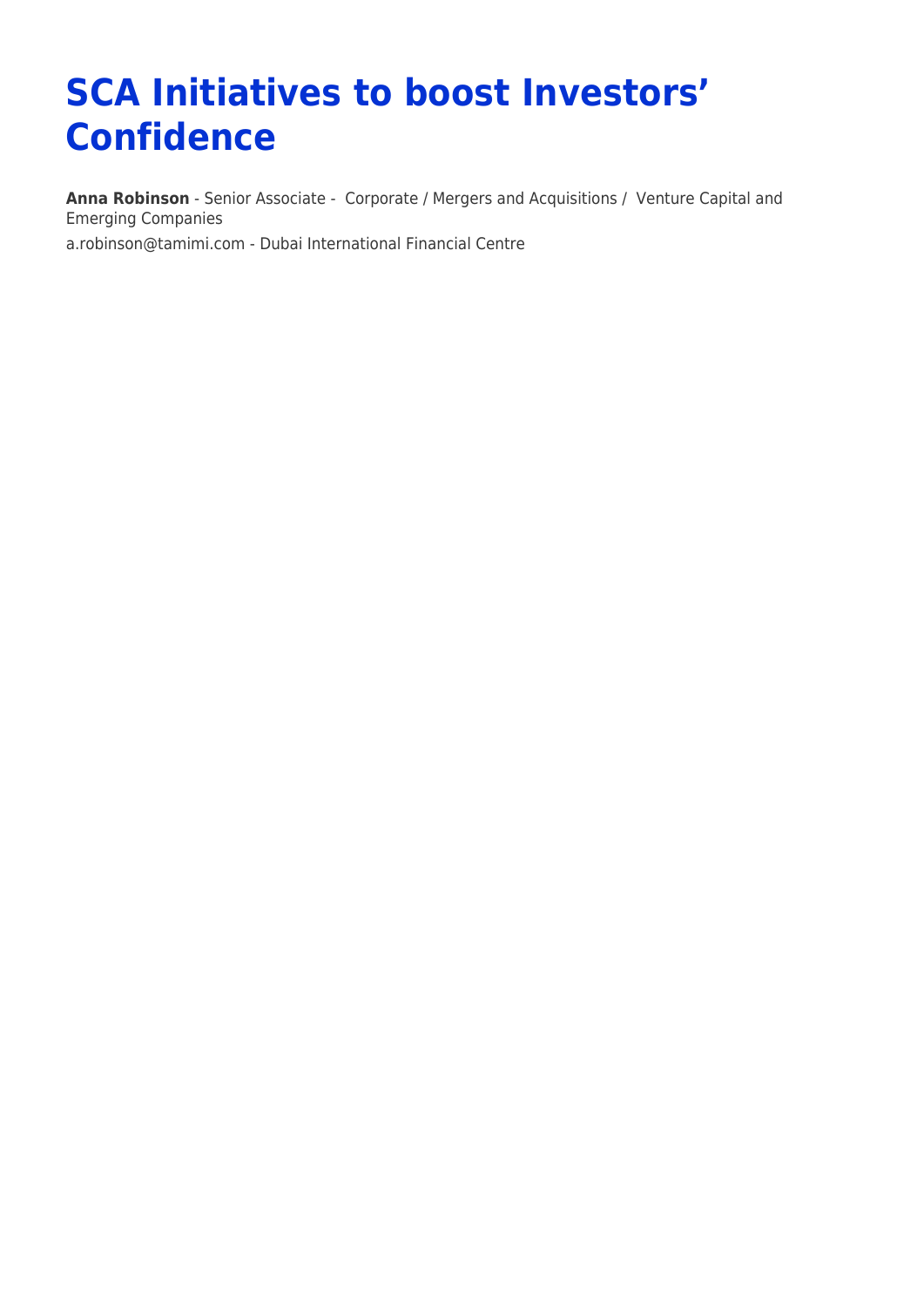# SCA Initiatives to boost Investors' Confidence

**Anna Robinson** - Senior Associate - Corporate / Mergers and Acquisitions / Venture Capital and Emerging Companies

a.robinson@tamimi.com - Dubai International Financial Centre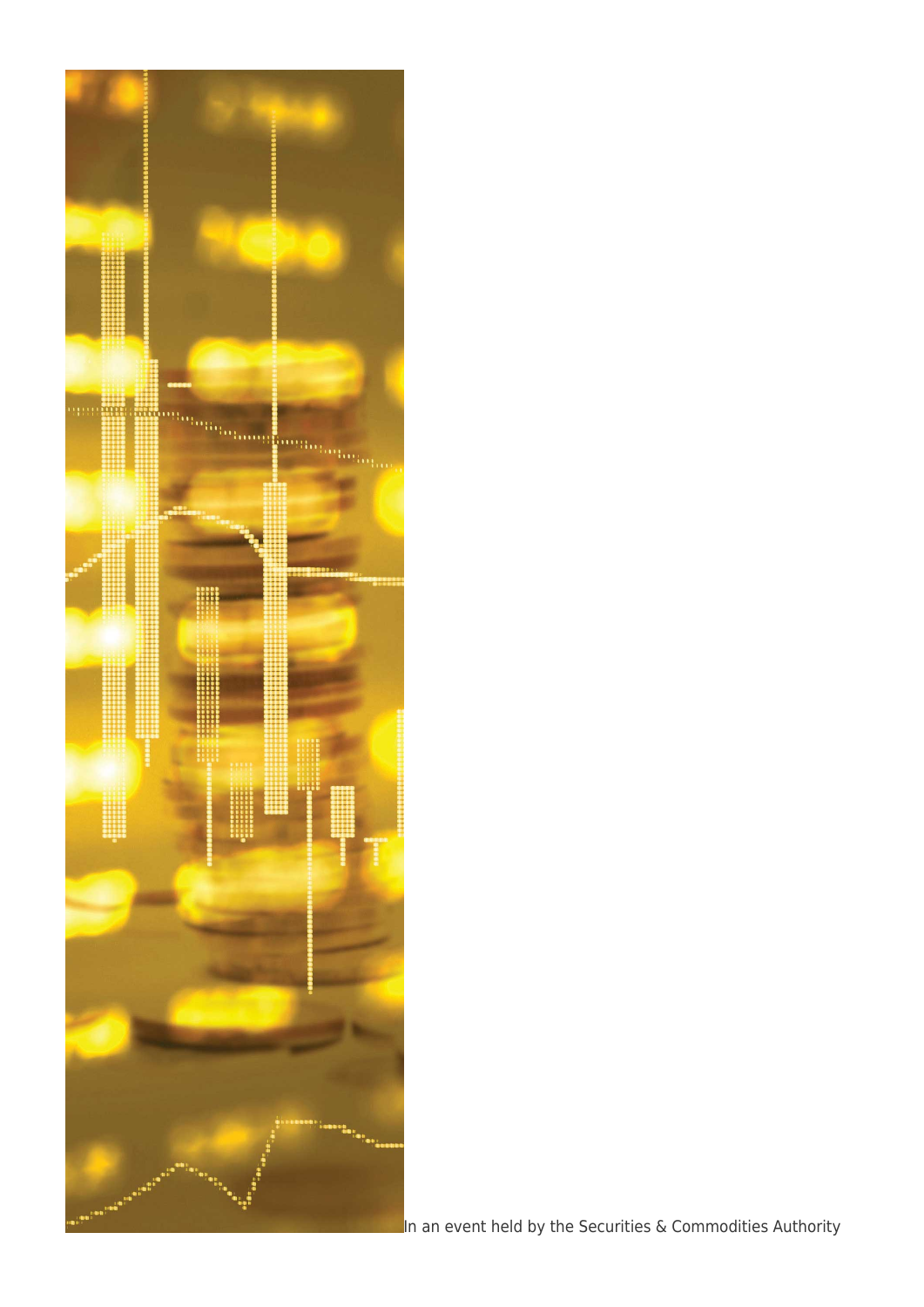In an event held by the Securities & Commodities Authority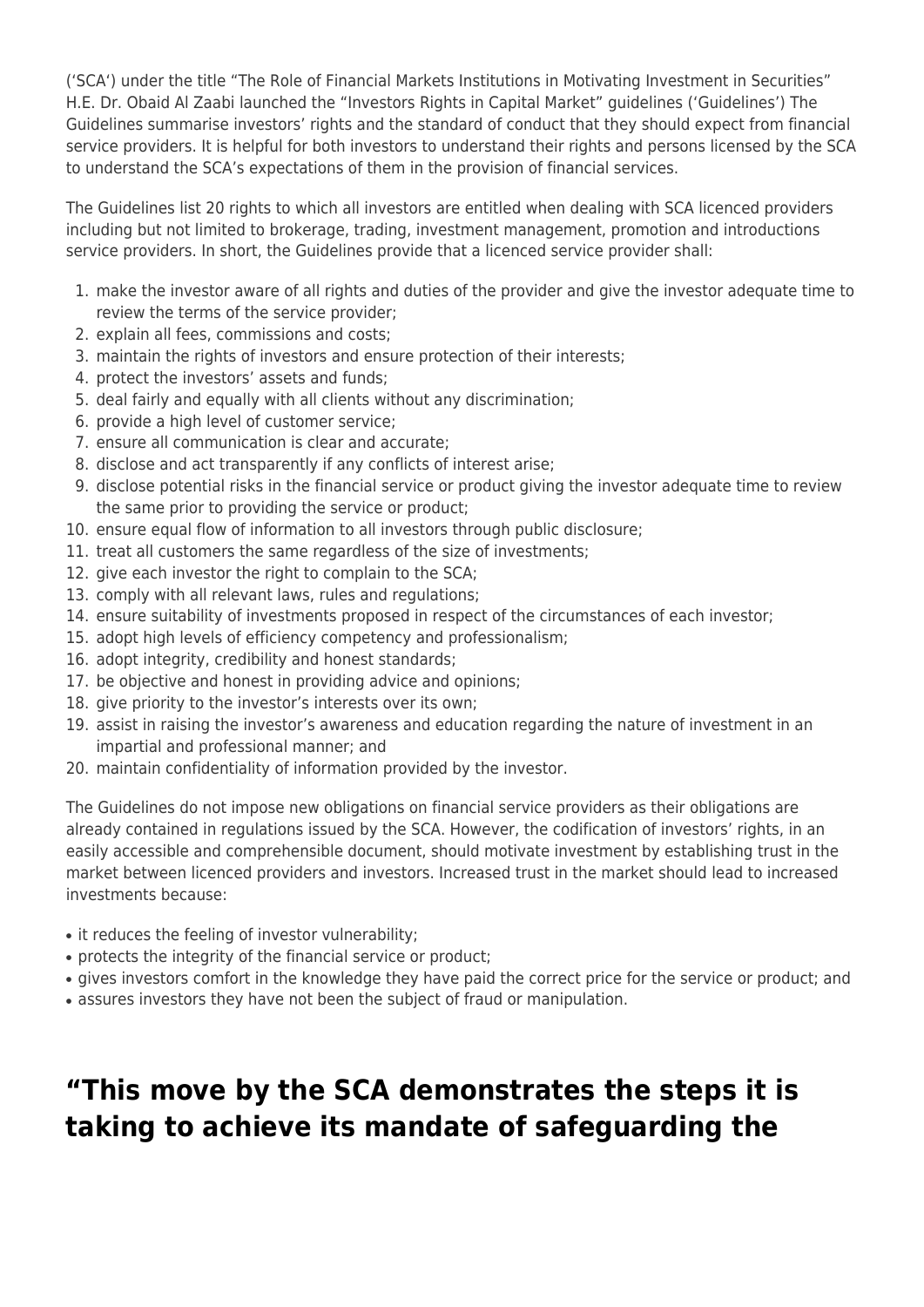('SCA') under the title "The Role of Financial Markets Institutions in Motivating Investment in Securities" H.E. Dr. Obaid Al Zaabi launched the "Investors Rights in Capital Market" guidelines ('Guidelines') The Guidelines summarise investors' rights and the standard of conduct that they should expect from financial service providers. It is helpful for both investors to understand their rights and persons licensed by the SCA to understand the SCA's expectations of them in the provision of financial services.

The Guidelines list 20 rights to which all investors are entitled when dealing with SCA licenced providers including but not limited to brokerage, trading, investment management, promotion and introductions service providers. In short, the Guidelines provide that a licenced service provider shall:

1. make the investor aware of all rights and duties of the provider and give the investor adequate time to review the terms of the service provider;
2. explain all fees, commissions and costs;
3. maintain the rights of investors and ensure protection of their interests;
4. protect the investors' assets and funds;
5. deal fairly and equally with all clients without any discrimination;
6. provide a high level of customer service;
7. ensure all communication is clear and accurate;
8. disclose and act transparently if any conflicts of interest arise;
9. disclose potential risks in the financial service or product giving the investor adequate time to review the same prior to providing the service or product;
10. ensure equal flow of information to all investors through public disclosure;
11. treat all customers the same regardless of the size of investments;
12. give each investor the right to complain to the SCA;
13. comply with all relevant laws, rules and regulations;
14. ensure suitability of investments proposed in respect of the circumstances of each investor;
15. adopt high levels of efficiency competency and professionalism;
16. adopt integrity, credibility and honest standards;
17. be objective and honest in providing advice and opinions;
18. give priority to the investor's interests over its own;
19. assist in raising the investor's awareness and education regarding the nature of investment in an impartial and professional manner; and
20. maintain confidentiality of information provided by the investor.

The Guidelines do not impose new obligations on financial service providers as their obligations are already contained in regulations issued by the SCA. However, the codification of investors' rights, in an easily accessible and comprehensible document, should motivate investment by establishing trust in the market between licenced providers and investors. Increased trust in the market should lead to increased investments because:

- it reduces the feeling of investor vulnerability;
- protects the integrity of the financial service or product;
- gives investors comfort in the knowledge they have paid the correct price for the service or product; and
- assures investors they have not been the subject of fraud or manipulation.

## "This move by the SCA demonstrates the steps it is taking to achieve its mandate of safeguarding the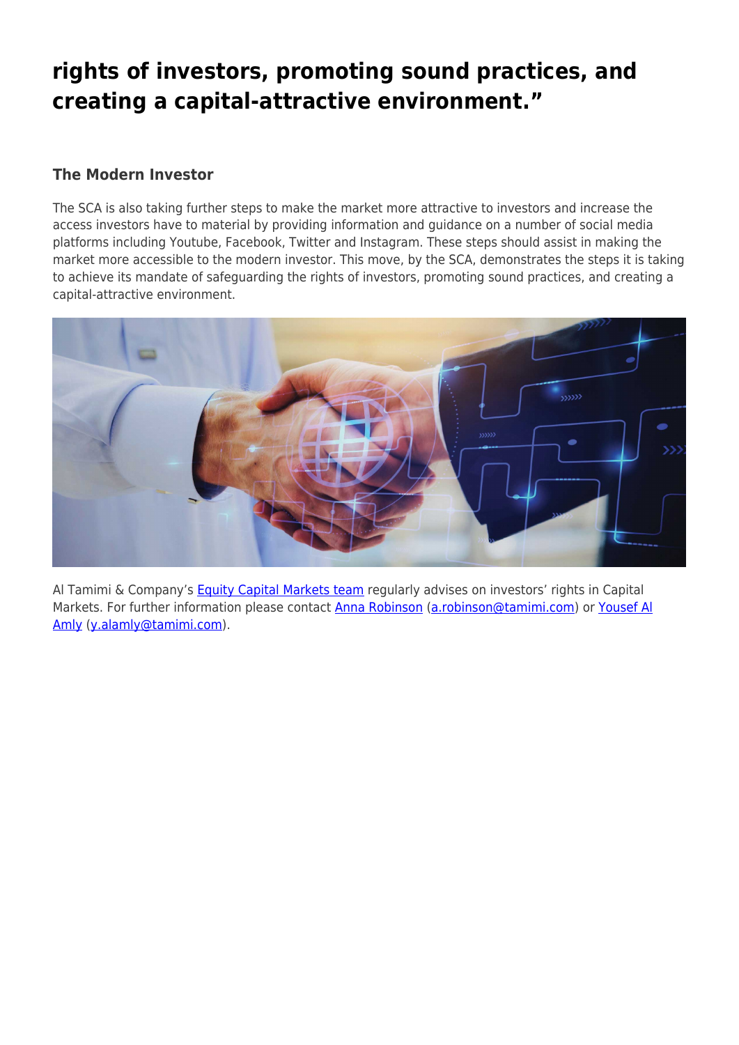## rights of investors, promoting sound practices, and creating a capital-attractive environment."

### The Modern Investor

The SCA is also taking further steps to make the market more attractive to investors and increase the access investors have to material by providing information and guidance on a number of social media platforms including Youtube, Facebook, Twitter and Instagram. These steps should assist in making the market more accessible to the modern investor. This move, by the SCA, demonstrates the steps it is taking to achieve its mandate of safeguarding the rights of investors, promoting sound practices, and creating a capital-attractive environment.

Al Tamimi & Company's Equity Capital Markets team regularly advises on investors' rights in Capital Markets. For further information please contact Anna Robinson (a.robinson@tamimi.com) or Yousef Al Amly (y.alamly@tamimi.com).